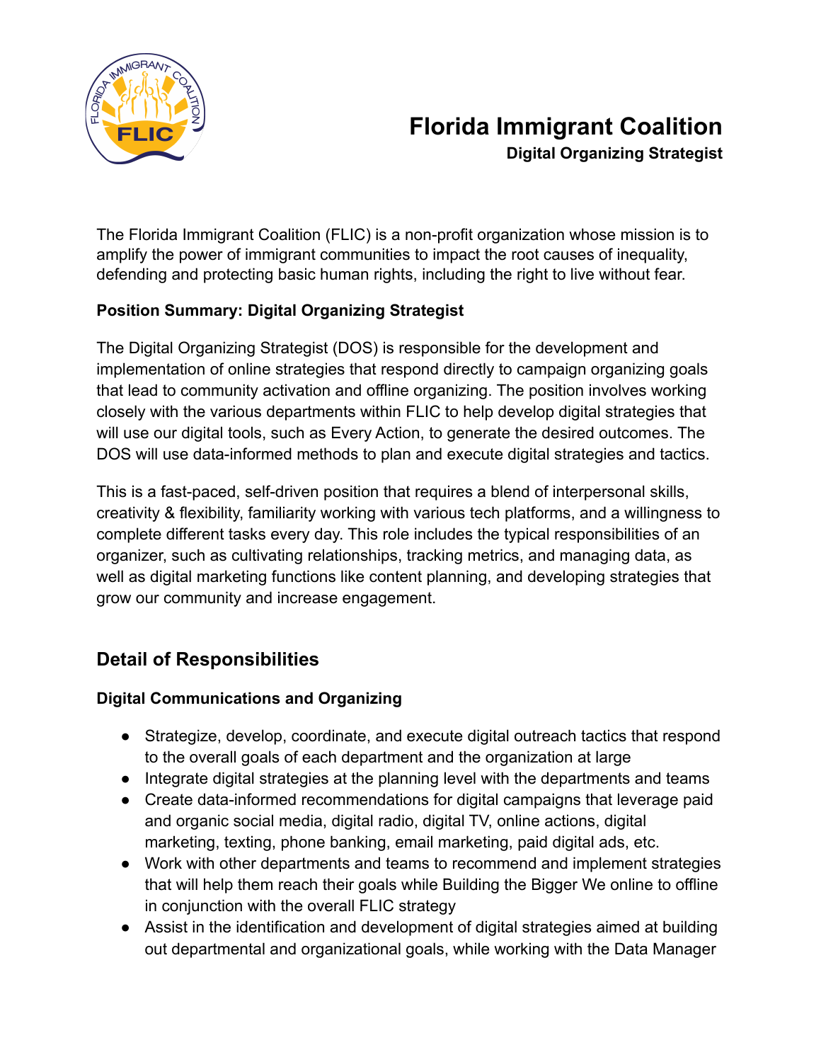# Florida Immigrant Coalition

**Digital Organizing Strategist**

The Florida Immigrant Coalition (FLIC) is a non-profit organization whose mission is to amplify the power of immigrant communities to impact the root causes of inequality, defending and protecting basic human rights, including the right to live without fear.

**Position Summary: Digital Organizing Strategist**

The Digital Organizing Strategist (DOS) is responsible for the development and implementation of online strategies that respond directly to campaign organizing goals that lead to community activation and offline organizing. The position involves working closely with the various departments within FLIC to help develop digital strategies that will use our digital tools, such as Every Action, to generate the desired outcomes. The DOS will use data-informed methods to plan and execute digital strategies and tactics.

This is a fast-paced, self-driven position that requires a blend of interpersonal skills, creativity & flexibility, familiarity working with various tech platforms, and a willingness to complete different tasks every day. This role includes the typical responsibilities of an organizer, such as cultivating relationships, tracking metrics, and managing data, as well as digital marketing functions like content planning, and developing strategies that grow our community and increase engagement.

## Detail of Responsibilities

**Digital Communications and Organizing**

- Strategize, develop, coordinate, and execute digital outreach tactics that respond to the overall goals of each department and the organization at large
- Integrate digital strategies at the planning level with the departments and teams
- Create data-informed recommendations for digital campaigns that leverage paid and organic social media, digital radio, digital TV, online actions, digital marketing, texting, phone banking, email marketing, paid digital ads, etc.
- Work with other departments and teams to recommend and implement strategies that will help them reach their goals while Building the Bigger We online to offline in conjunction with the overall FLIC strategy
- Assist in the identification and development of digital strategies aimed at building out departmental and organizational goals, while working with the Data Manager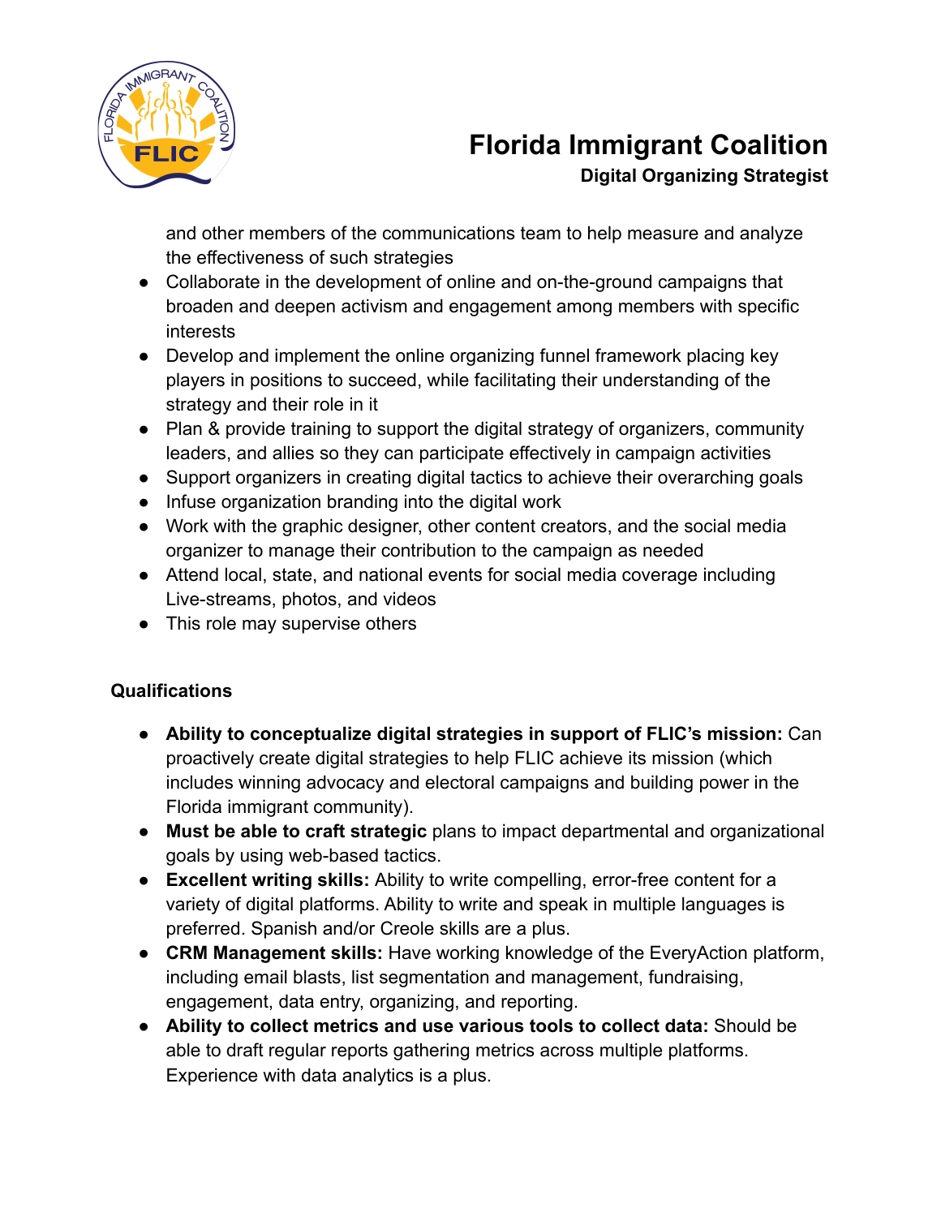and other members of the communications team to help measure and analyze the effectiveness of such strategies

- Collaborate in the development of online and on-the-ground campaigns that broaden and deepen activism and engagement among members with specific interests
- Develop and implement the online organizing funnel framework placing key players in positions to succeed, while facilitating their understanding of the strategy and their role in it
- Plan & provide training to support the digital strategy of organizers, community leaders, and allies so they can participate effectively in campaign activities
- Support organizers in creating digital tactics to achieve their overarching goals
- Infuse organization branding into the digital work
- Work with the graphic designer, other content creators, and the social media organizer to manage their contribution to the campaign as needed
- Attend local, state, and national events for social media coverage including Live-streams, photos, and videos
- This role may supervise others

## Qualifications

- **Ability to conceptualize digital strategies in support of FLIC's mission:** Can proactively create digital strategies to help FLIC achieve its mission (which includes winning advocacy and electoral campaigns and building power in the Florida immigrant community).
- **Must be able to craft strategic** plans to impact departmental and organizational goals by using web-based tactics.
- **Excellent writing skills:** Ability to write compelling, error-free content for a variety of digital platforms. Ability to write and speak in multiple languages is preferred. Spanish and/or Creole skills are a plus.
- **CRM Management skills:** Have working knowledge of the EveryAction platform, including email blasts, list segmentation and management, fundraising, engagement, data entry, organizing, and reporting.
- **Ability to collect metrics and use various tools to collect data:** Should be able to draft regular reports gathering metrics across multiple platforms. Experience with data analytics is a plus.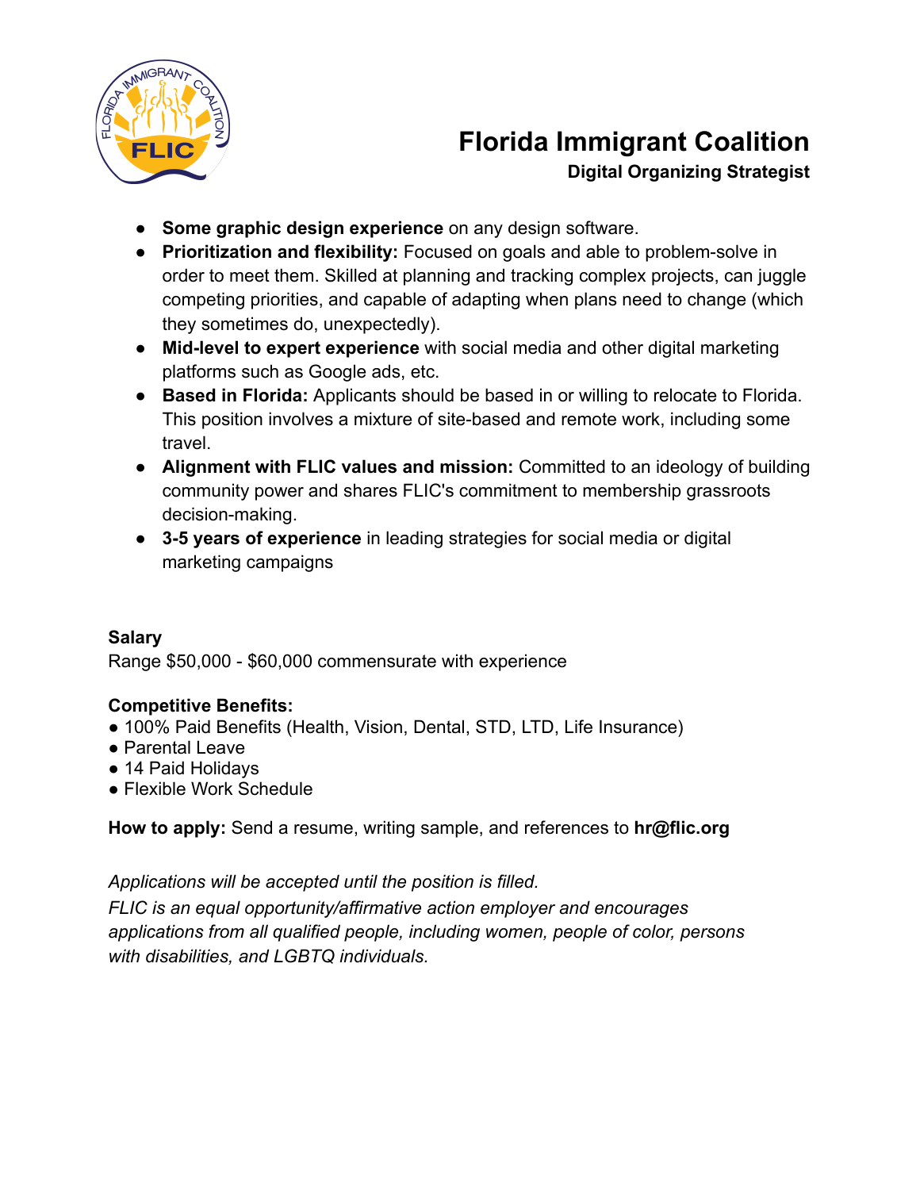- **Some graphic design experience** on any design software.
- **Prioritization and flexibility:** Focused on goals and able to problem-solve in order to meet them. Skilled at planning and tracking complex projects, can juggle competing priorities, and capable of adapting when plans need to change (which they sometimes do, unexpectedly).
- **Mid-level to expert experience** with social media and other digital marketing platforms such as Google ads, etc.
- **Based in Florida:** Applicants should be based in or willing to relocate to Florida. This position involves a mixture of site-based and remote work, including some travel.
- **Alignment with FLIC values and mission:** Committed to an ideology of building community power and shares FLIC's commitment to membership grassroots decision-making.
- **3-5 years of experience** in leading strategies for social media or digital marketing campaigns

**Salary**

Range $50,000 - $60,000 commensurate with experience

**Competitive Benefits:**

- 100% Paid Benefits (Health, Vision, Dental, STD, LTD, Life Insurance)
- Parental Leave
- 14 Paid Holidays
- Flexible Work Schedule

**How to apply:** Send a resume, writing sample, and references to **hr@flic.org**

*Applications will be accepted until the position is filled.*
*FLIC is an equal opportunity/affirmative action employer and encourages applications from all qualified people, including women, people of color, persons with disabilities, and LGBTQ individuals.*